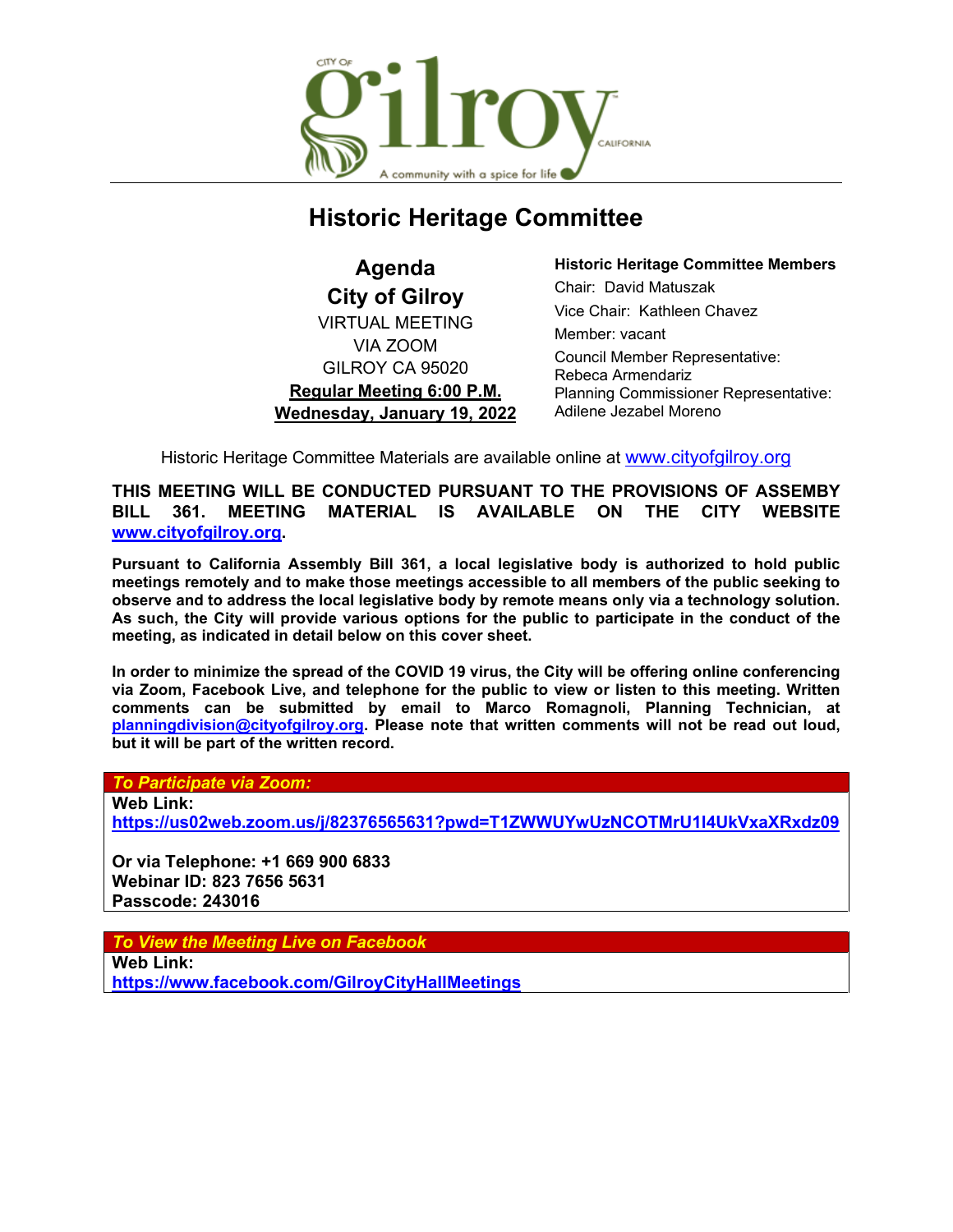# Historic Heritage Committee

**Agenda**
**City of Gilroy**
VIRTUAL MEETING
VIA ZOOM
GILROY CA 95020
**Regular Meeting 6:00 P.M.**
**Wednesday, January 19, 2022**

**Historic Heritage Committee Members**
Chair: David Matuszak
Vice Chair: Kathleen Chavez
Member: vacant
Council Member Representative: Rebeca Armendariz
Planning Commissioner Representative: Adilene Jezabel Moreno

Historic Heritage Committee Materials are available online at www.cityofgilroy.org

**THIS MEETING WILL BE CONDUCTED PURSUANT TO THE PROVISIONS OF ASSEMBY BILL 361. MEETING MATERIAL IS AVAILABLE ON THE CITY WEBSITE www.cityofgilroy.org.**

**Pursuant to California Assembly Bill 361, a local legislative body is authorized to hold public meetings remotely and to make those meetings accessible to all members of the public seeking to observe and to address the local legislative body by remote means only via a technology solution. As such, the City will provide various options for the public to participate in the conduct of the meeting, as indicated in detail below on this cover sheet.**

**In order to minimize the spread of the COVID 19 virus, the City will be offering online conferencing via Zoom, Facebook Live, and telephone for the public to view or listen to this meeting. Written comments can be submitted by email to Marco Romagnoli, Planning Technician, at planningdivision@cityofgilroy.org. Please note that written comments will not be read out loud, but it will be part of the written record.**

***To Participate via Zoom:***

**Web Link:**
**https://us02web.zoom.us/j/82376565631?pwd=T1ZWWUYwUzNCOTMrU1I4UkVxaXRxdz09**

**Or via Telephone: +1 669 900 6833**
**Webinar ID: 823 7656 5631**
**Passcode: 243016**

***To View the Meeting Live on Facebook***

**Web Link:**
**https://www.facebook.com/GilroyCityHallMeetings**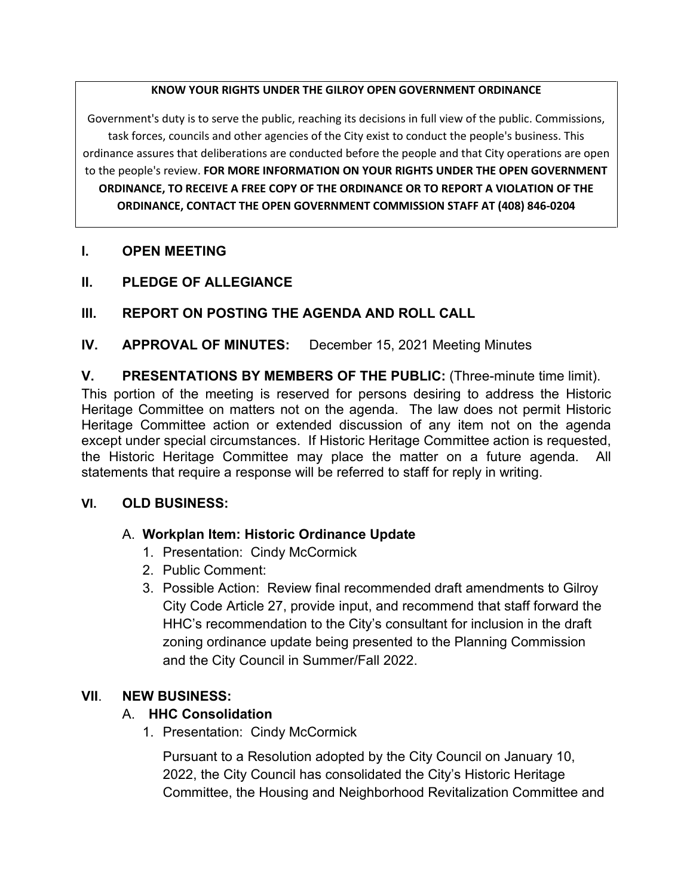**KNOW YOUR RIGHTS UNDER THE GILROY OPEN GOVERNMENT ORDINANCE**

Government's duty is to serve the public, reaching its decisions in full view of the public. Commissions, task forces, councils and other agencies of the City exist to conduct the people's business. This ordinance assures that deliberations are conducted before the people and that City operations are open to the people's review. **FOR MORE INFORMATION ON YOUR RIGHTS UNDER THE OPEN GOVERNMENT ORDINANCE, TO RECEIVE A FREE COPY OF THE ORDINANCE OR TO REPORT A VIOLATION OF THE ORDINANCE, CONTACT THE OPEN GOVERNMENT COMMISSION STAFF AT (408) 846-0204**

## I. OPEN MEETING

## II. PLEDGE OF ALLEGIANCE

## III. REPORT ON POSTING THE AGENDA AND ROLL CALL

## IV. APPROVAL OF MINUTES: December 15, 2021 Meeting Minutes

## V. PRESENTATIONS BY MEMBERS OF THE PUBLIC: (Three-minute time limit).

This portion of the meeting is reserved for persons desiring to address the Historic Heritage Committee on matters not on the agenda. The law does not permit Historic Heritage Committee action or extended discussion of any item not on the agenda except under special circumstances. If Historic Heritage Committee action is requested, the Historic Heritage Committee may place the matter on a future agenda. All statements that require a response will be referred to staff for reply in writing.

## VI. OLD BUSINESS:

A. **Workplan Item: Historic Ordinance Update**

1. Presentation: Cindy McCormick
2. Public Comment:
3. Possible Action: Review final recommended draft amendments to Gilroy City Code Article 27, provide input, and recommend that staff forward the HHC's recommendation to the City's consultant for inclusion in the draft zoning ordinance update being presented to the Planning Commission and the City Council in Summer/Fall 2022.

## VII. NEW BUSINESS:

A. **HHC Consolidation**

1. Presentation: Cindy McCormick

   Pursuant to a Resolution adopted by the City Council on January 10, 2022, the City Council has consolidated the City's Historic Heritage Committee, the Housing and Neighborhood Revitalization Committee and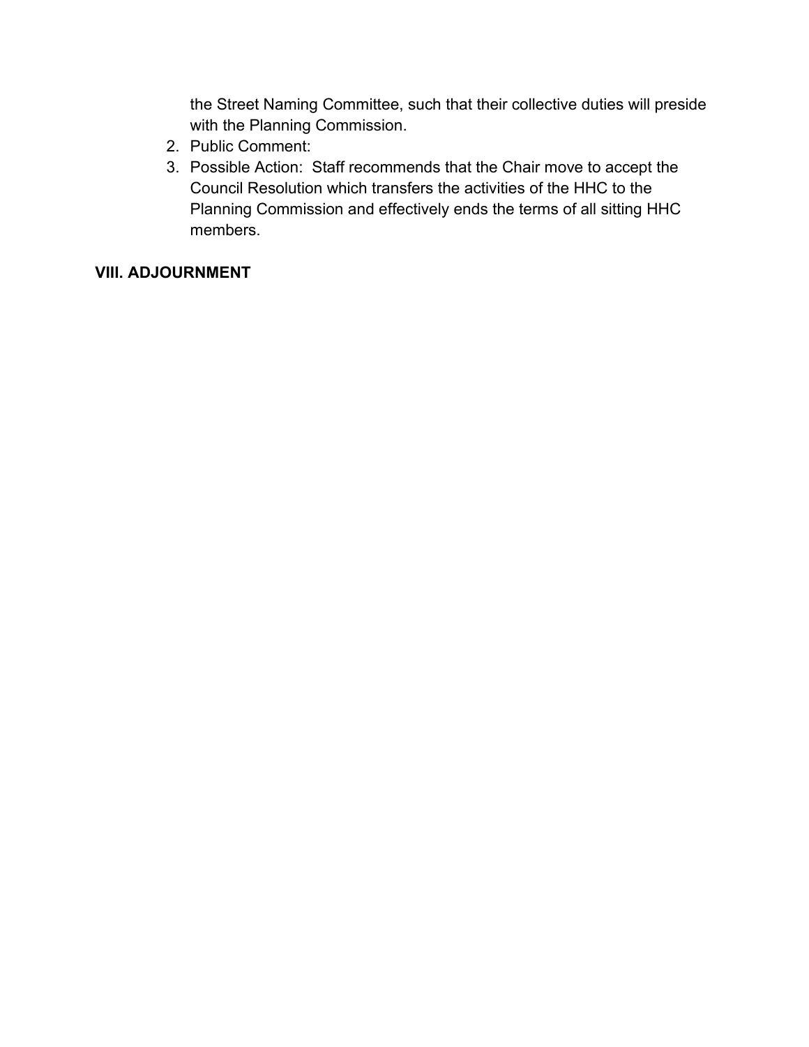the Street Naming Committee, such that their collective duties will preside with the Planning Commission.

2. Public Comment:
3. Possible Action: Staff recommends that the Chair move to accept the Council Resolution which transfers the activities of the HHC to the Planning Commission and effectively ends the terms of all sitting HHC members.

**VIII. ADJOURNMENT**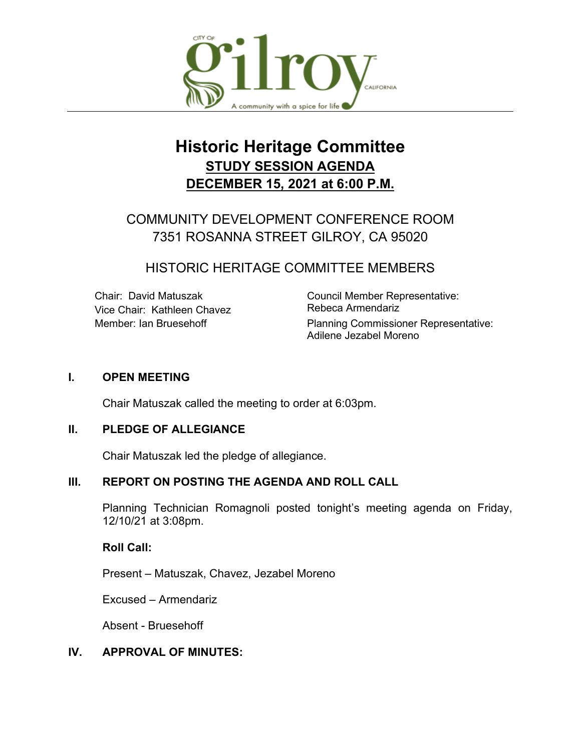CITY OF gilroy CALIFORNIA

A community with a spice for life

# Historic Heritage Committee

## STUDY SESSION AGENDA

## DECEMBER 15, 2021 at 6:00 P.M.

COMMUNITY DEVELOPMENT CONFERENCE ROOM
7351 ROSANNA STREET GILROY, CA 95020

HISTORIC HERITAGE COMMITTEE MEMBERS

Chair: David Matuszak
Vice Chair: Kathleen Chavez
Member: Ian Bruesehoff

Council Member Representative:
Rebeca Armendariz

Planning Commissioner Representative:
Adilene Jezabel Moreno

### I. OPEN MEETING

Chair Matuszak called the meeting to order at 6:03pm.

### II. PLEDGE OF ALLEGIANCE

Chair Matuszak led the pledge of allegiance.

### III. REPORT ON POSTING THE AGENDA AND ROLL CALL

Planning Technician Romagnoli posted tonight's meeting agenda on Friday, 12/10/21 at 3:08pm.

**Roll Call:**

Present – Matuszak, Chavez, Jezabel Moreno

Excused – Armendariz

Absent - Bruesehoff

### IV. APPROVAL OF MINUTES: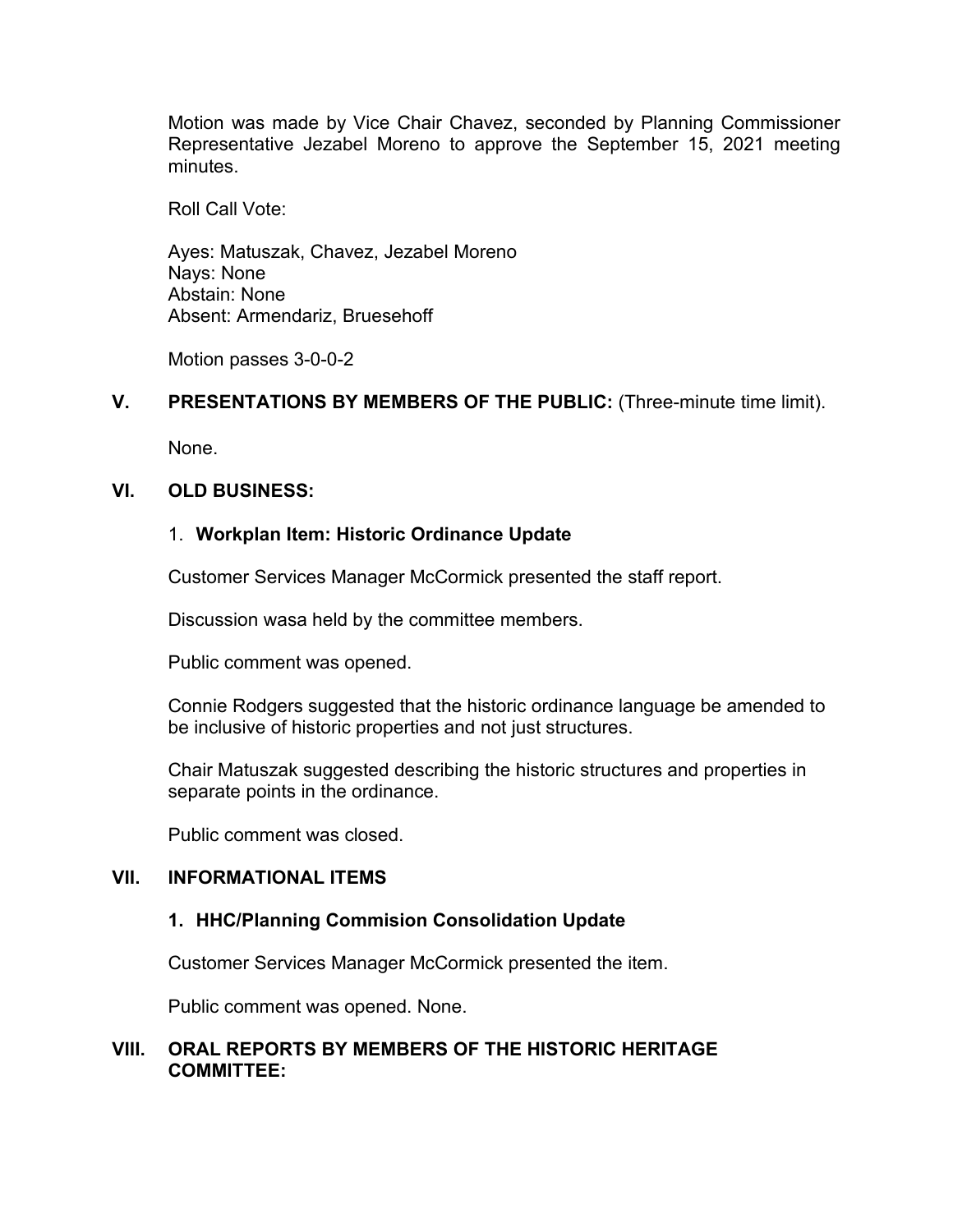Motion was made by Vice Chair Chavez, seconded by Planning Commissioner Representative Jezabel Moreno to approve the September 15, 2021 meeting minutes.

Roll Call Vote:

Ayes: Matuszak, Chavez, Jezabel Moreno
Nays: None
Abstain: None
Absent: Armendariz, Bruesehoff

Motion passes 3-0-0-2

## V. PRESENTATIONS BY MEMBERS OF THE PUBLIC: (Three-minute time limit).

None.

## VI. OLD BUSINESS:

1. **Workplan Item: Historic Ordinance Update**

Customer Services Manager McCormick presented the staff report.

Discussion wasa held by the committee members.

Public comment was opened.

Connie Rodgers suggested that the historic ordinance language be amended to be inclusive of historic properties and not just structures.

Chair Matuszak suggested describing the historic structures and properties in separate points in the ordinance.

Public comment was closed.

## VII. INFORMATIONAL ITEMS

1. **HHC/Planning Commision Consolidation Update**

Customer Services Manager McCormick presented the item.

Public comment was opened. None.

## VIII. ORAL REPORTS BY MEMBERS OF THE HISTORIC HERITAGE COMMITTEE: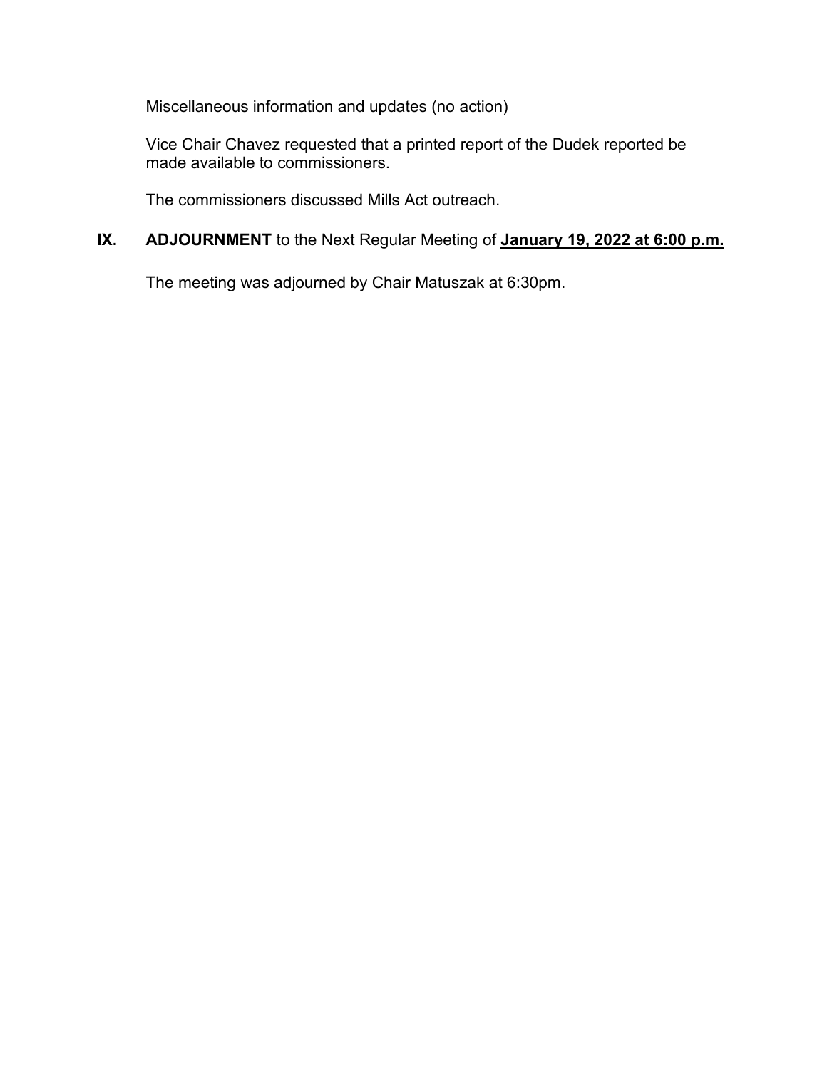Miscellaneous information and updates (no action)

Vice Chair Chavez requested that a printed report of the Dudek reported be made available to commissioners.

The commissioners discussed Mills Act outreach.

## IX. **ADJOURNMENT** to the Next Regular Meeting of **January 19, 2022 at 6:00 p.m.**

The meeting was adjourned by Chair Matuszak at 6:30pm.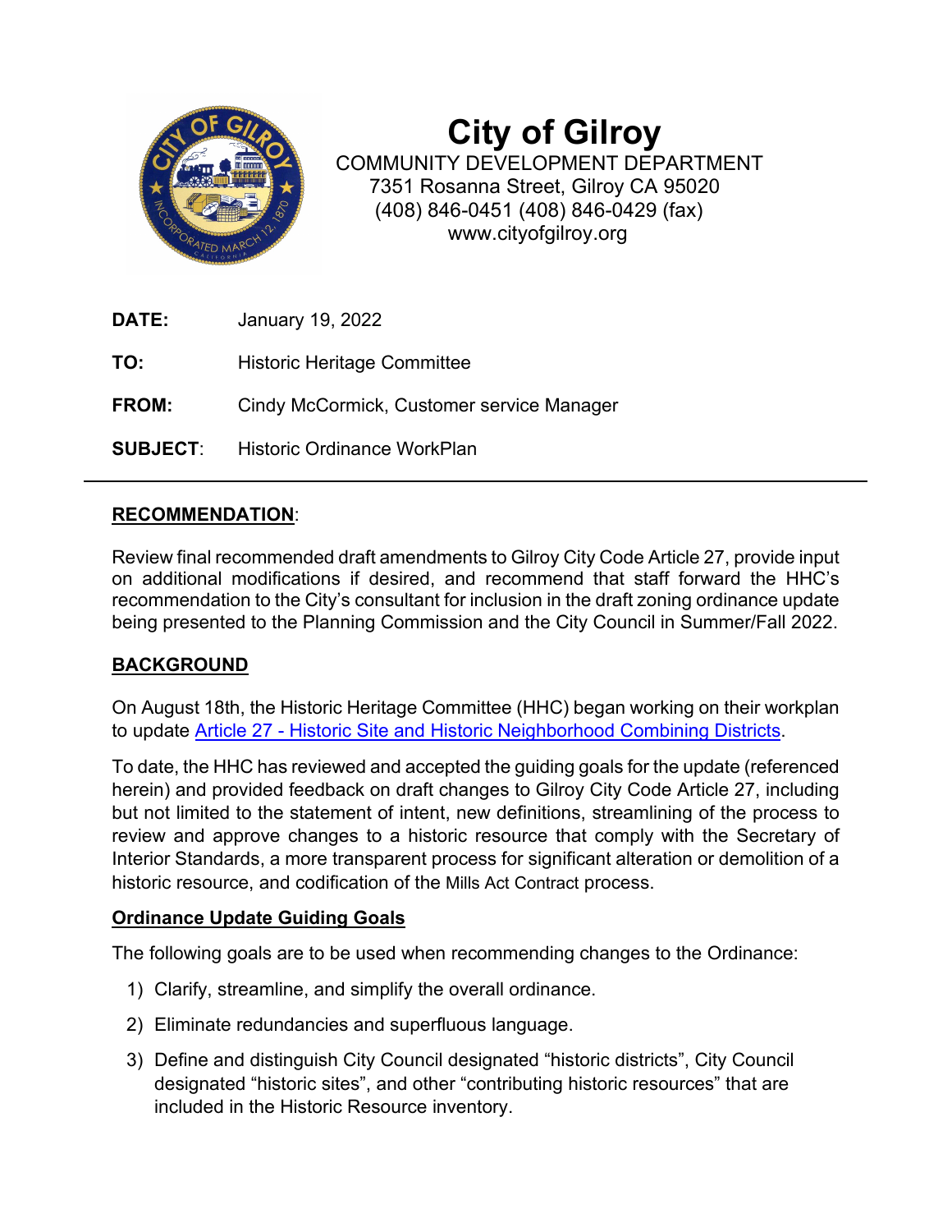# City of Gilroy

COMMUNITY DEVELOPMENT DEPARTMENT
7351 Rosanna Street, Gilroy CA 95020
(408) 846-0451 (408) 846-0429 (fax)
www.cityofgilroy.org

**DATE:** January 19, 2022

**TO:** Historic Heritage Committee

**FROM:** Cindy McCormick, Customer service Manager

**SUBJECT**: Historic Ordinance WorkPlan

---

**RECOMMENDATION**:

Review final recommended draft amendments to Gilroy City Code Article 27, provide input on additional modifications if desired, and recommend that staff forward the HHC's recommendation to the City's consultant for inclusion in the draft zoning ordinance update being presented to the Planning Commission and the City Council in Summer/Fall 2022.

**BACKGROUND**

On August 18th, the Historic Heritage Committee (HHC) began working on their workplan to update Article 27 - Historic Site and Historic Neighborhood Combining Districts.

To date, the HHC has reviewed and accepted the guiding goals for the update (referenced herein) and provided feedback on draft changes to Gilroy City Code Article 27, including but not limited to the statement of intent, new definitions, streamlining of the process to review and approve changes to a historic resource that comply with the Secretary of Interior Standards, a more transparent process for significant alteration or demolition of a historic resource, and codification of the Mills Act Contract process.

**Ordinance Update Guiding Goals**

The following goals are to be used when recommending changes to the Ordinance:

1) Clarify, streamline, and simplify the overall ordinance.
2) Eliminate redundancies and superfluous language.
3) Define and distinguish City Council designated "historic districts", City Council designated "historic sites", and other "contributing historic resources" that are included in the Historic Resource inventory.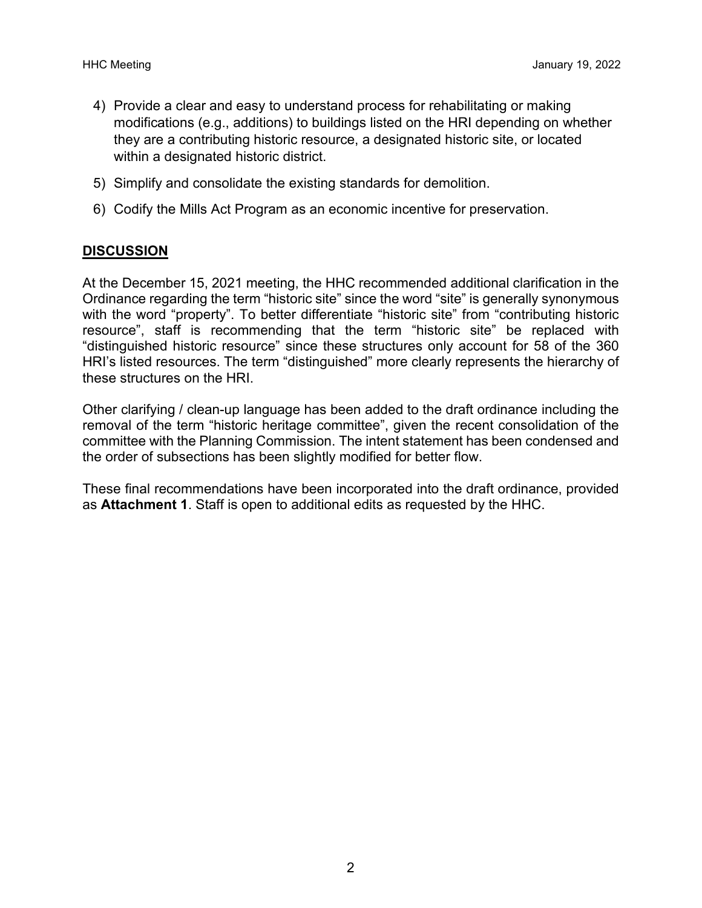4) Provide a clear and easy to understand process for rehabilitating or making modifications (e.g., additions) to buildings listed on the HRI depending on whether they are a contributing historic resource, a designated historic site, or located within a designated historic district.
5) Simplify and consolidate the existing standards for demolition.
6) Codify the Mills Act Program as an economic incentive for preservation.

## DISCUSSION

At the December 15, 2021 meeting, the HHC recommended additional clarification in the Ordinance regarding the term "historic site" since the word "site" is generally synonymous with the word "property". To better differentiate "historic site" from "contributing historic resource", staff is recommending that the term "historic site" be replaced with "distinguished historic resource" since these structures only account for 58 of the 360 HRI's listed resources. The term "distinguished" more clearly represents the hierarchy of these structures on the HRI.

Other clarifying / clean-up language has been added to the draft ordinance including the removal of the term "historic heritage committee", given the recent consolidation of the committee with the Planning Commission. The intent statement has been condensed and the order of subsections has been slightly modified for better flow.

These final recommendations have been incorporated into the draft ordinance, provided as **Attachment 1**. Staff is open to additional edits as requested by the HHC.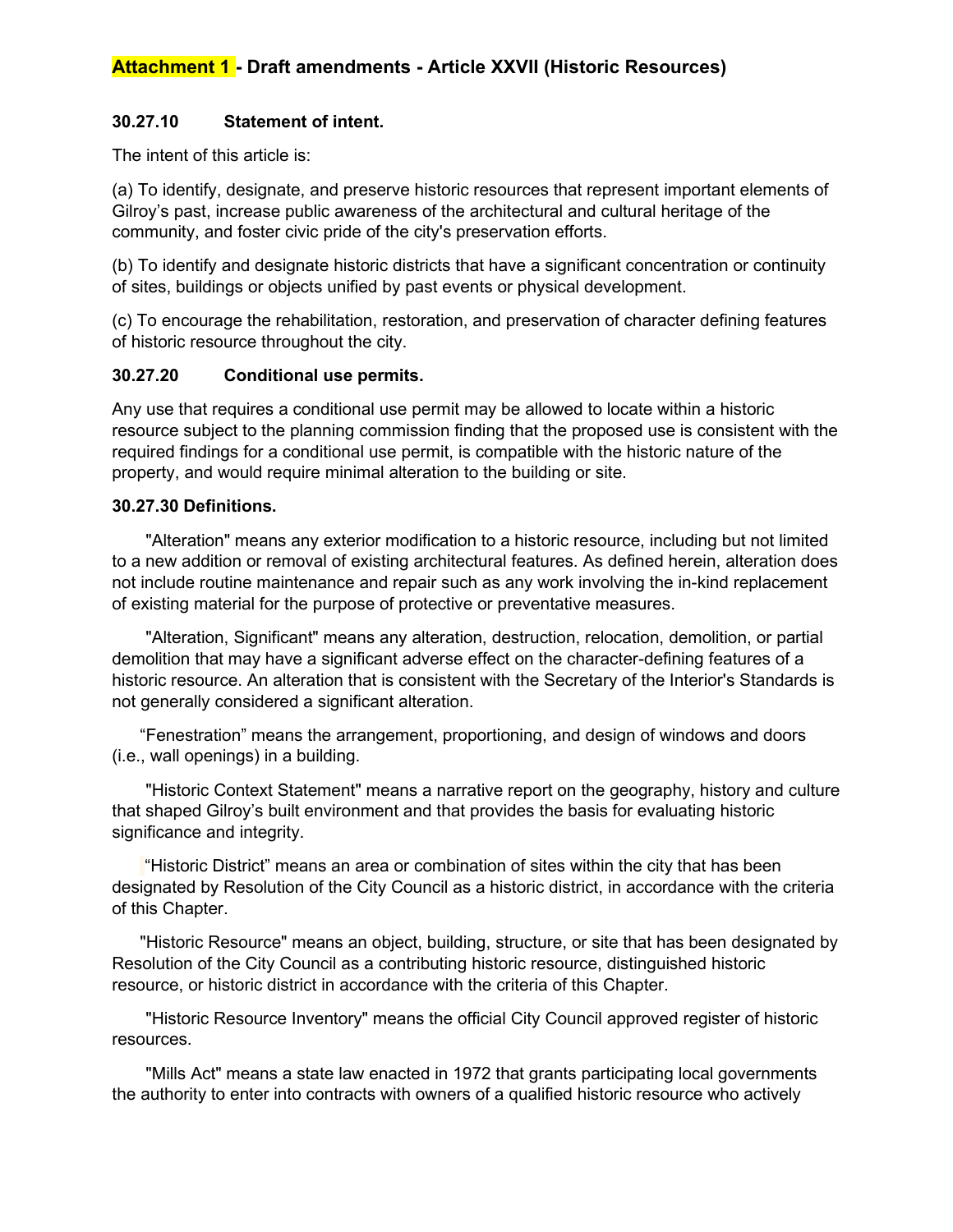## Attachment 1 - Draft amendments - Article XXVII (Historic Resources)

**30.27.10 Statement of intent.**

The intent of this article is:

(a) To identify, designate, and preserve historic resources that represent important elements of Gilroy's past, increase public awareness of the architectural and cultural heritage of the community, and foster civic pride of the city's preservation efforts.

(b) To identify and designate historic districts that have a significant concentration or continuity of sites, buildings or objects unified by past events or physical development.

(c) To encourage the rehabilitation, restoration, and preservation of character defining features of historic resource throughout the city.

**30.27.20 Conditional use permits.**

Any use that requires a conditional use permit may be allowed to locate within a historic resource subject to the planning commission finding that the proposed use is consistent with the required findings for a conditional use permit, is compatible with the historic nature of the property, and would require minimal alteration to the building or site.

**30.27.30 Definitions.**

"Alteration" means any exterior modification to a historic resource, including but not limited to a new addition or removal of existing architectural features. As defined herein, alteration does not include routine maintenance and repair such as any work involving the in-kind replacement of existing material for the purpose of protective or preventative measures.

"Alteration, Significant" means any alteration, destruction, relocation, demolition, or partial demolition that may have a significant adverse effect on the character-defining features of a historic resource. An alteration that is consistent with the Secretary of the Interior's Standards is not generally considered a significant alteration.

"Fenestration" means the arrangement, proportioning, and design of windows and doors (i.e., wall openings) in a building.

"Historic Context Statement" means a narrative report on the geography, history and culture that shaped Gilroy's built environment and that provides the basis for evaluating historic significance and integrity.

"Historic District" means an area or combination of sites within the city that has been designated by Resolution of the City Council as a historic district, in accordance with the criteria of this Chapter.

"Historic Resource" means an object, building, structure, or site that has been designated by Resolution of the City Council as a contributing historic resource, distinguished historic resource, or historic district in accordance with the criteria of this Chapter.

"Historic Resource Inventory" means the official City Council approved register of historic resources.

"Mills Act" means a state law enacted in 1972 that grants participating local governments the authority to enter into contracts with owners of a qualified historic resource who actively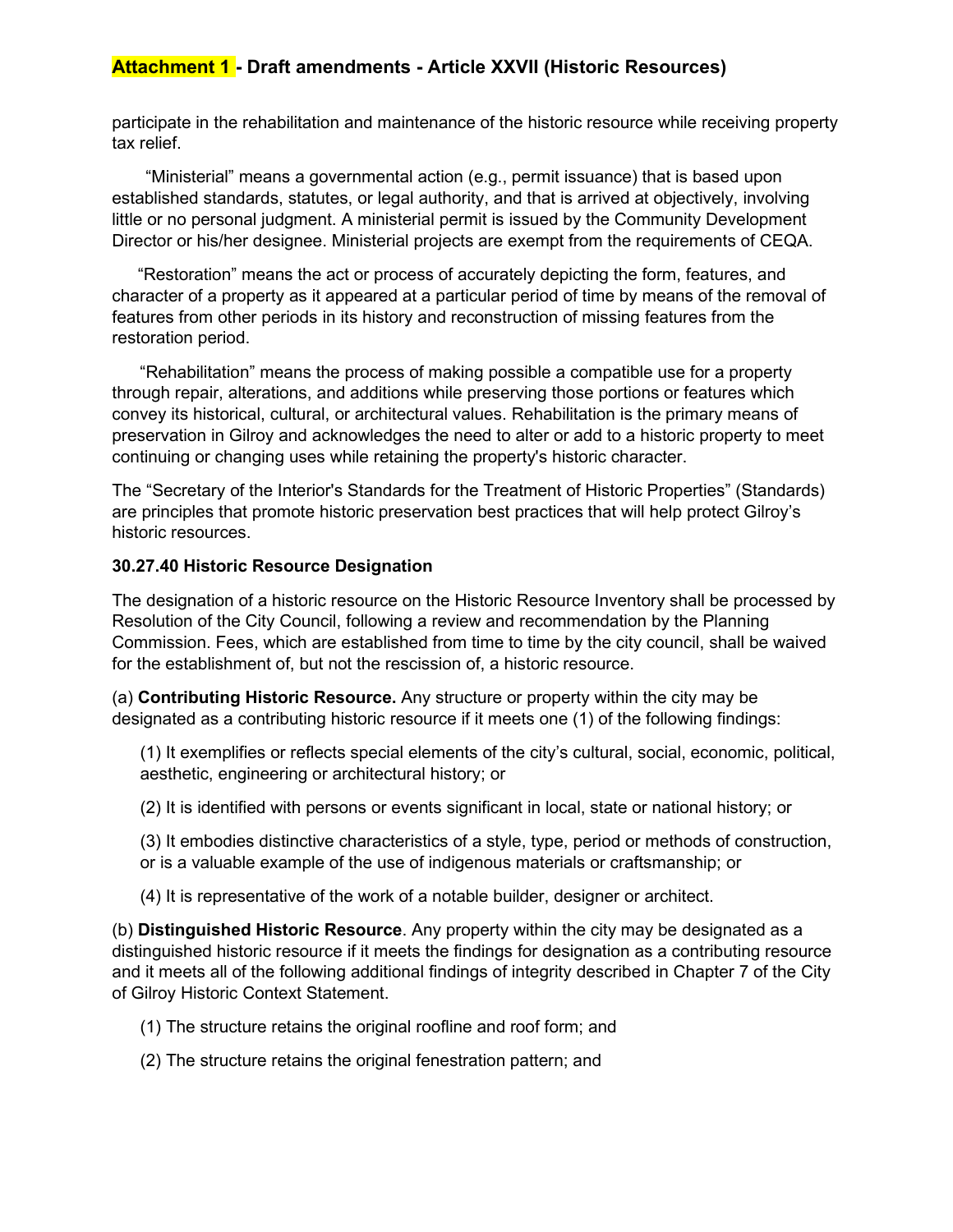participate in the rehabilitation and maintenance of the historic resource while receiving property tax relief.

"Ministerial" means a governmental action (e.g., permit issuance) that is based upon established standards, statutes, or legal authority, and that is arrived at objectively, involving little or no personal judgment. A ministerial permit is issued by the Community Development Director or his/her designee. Ministerial projects are exempt from the requirements of CEQA.

"Restoration" means the act or process of accurately depicting the form, features, and character of a property as it appeared at a particular period of time by means of the removal of features from other periods in its history and reconstruction of missing features from the restoration period.

"Rehabilitation" means the process of making possible a compatible use for a property through repair, alterations, and additions while preserving those portions or features which convey its historical, cultural, or architectural values. Rehabilitation is the primary means of preservation in Gilroy and acknowledges the need to alter or add to a historic property to meet continuing or changing uses while retaining the property's historic character.

The "Secretary of the Interior's Standards for the Treatment of Historic Properties" (Standards) are principles that promote historic preservation best practices that will help protect Gilroy's historic resources.

**30.27.40 Historic Resource Designation**

The designation of a historic resource on the Historic Resource Inventory shall be processed by Resolution of the City Council, following a review and recommendation by the Planning Commission. Fees, which are established from time to time by the city council, shall be waived for the establishment of, but not the rescission of, a historic resource.

(a) **Contributing Historic Resource.** Any structure or property within the city may be designated as a contributing historic resource if it meets one (1) of the following findings:

(1) It exemplifies or reflects special elements of the city's cultural, social, economic, political, aesthetic, engineering or architectural history; or

(2) It is identified with persons or events significant in local, state or national history; or

(3) It embodies distinctive characteristics of a style, type, period or methods of construction, or is a valuable example of the use of indigenous materials or craftsmanship; or

(4) It is representative of the work of a notable builder, designer or architect.

(b) **Distinguished Historic Resource**. Any property within the city may be designated as a distinguished historic resource if it meets the findings for designation as a contributing resource and it meets all of the following additional findings of integrity described in Chapter 7 of the City of Gilroy Historic Context Statement.

(1) The structure retains the original roofline and roof form; and

(2) The structure retains the original fenestration pattern; and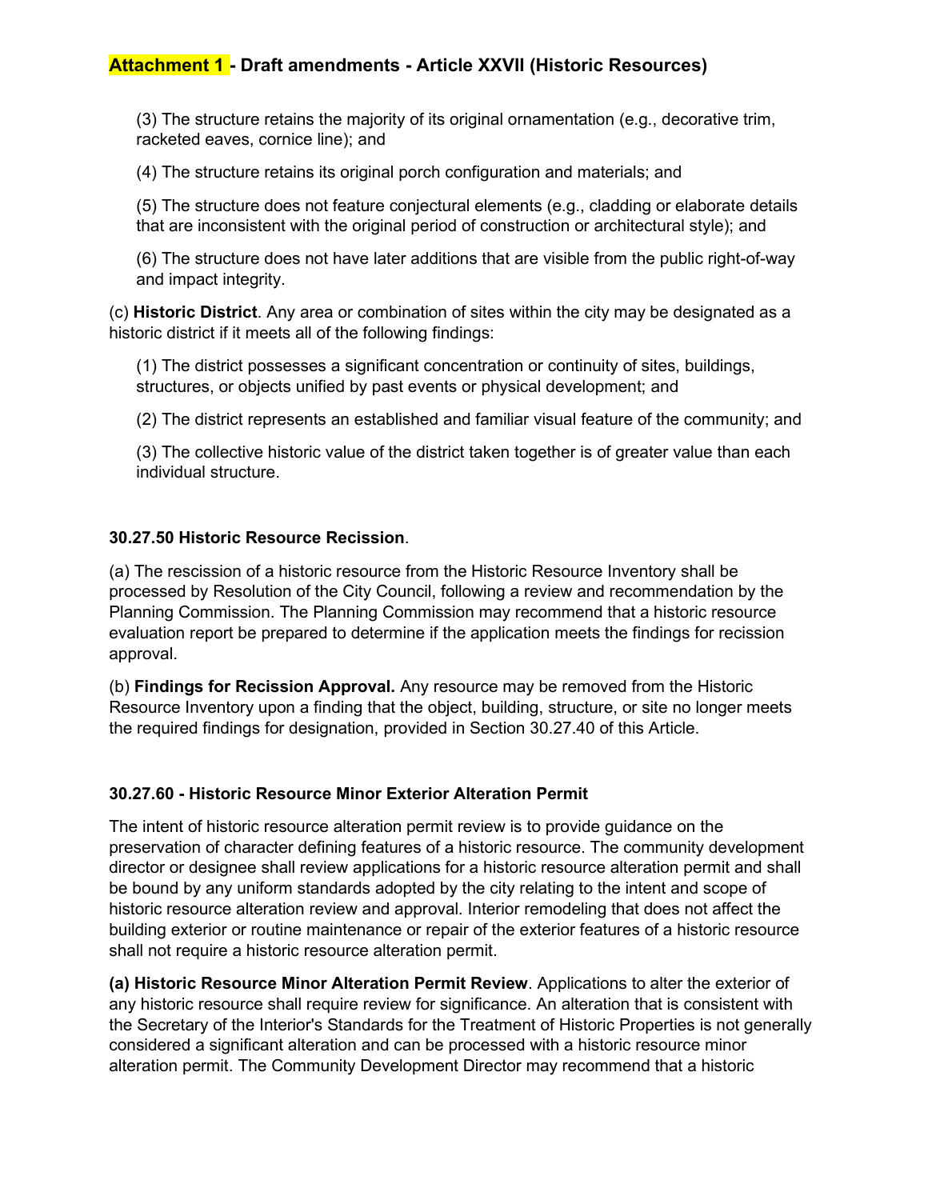**Attachment 1 - Draft amendments - Article XXVII (Historic Resources)**

(3) The structure retains the majority of its original ornamentation (e.g., decorative trim, racketed eaves, cornice line); and

(4) The structure retains its original porch configuration and materials; and

(5) The structure does not feature conjectural elements (e.g., cladding or elaborate details that are inconsistent with the original period of construction or architectural style); and

(6) The structure does not have later additions that are visible from the public right-of-way and impact integrity.

(c) **Historic District**. Any area or combination of sites within the city may be designated as a historic district if it meets all of the following findings:

(1) The district possesses a significant concentration or continuity of sites, buildings, structures, or objects unified by past events or physical development; and

(2) The district represents an established and familiar visual feature of the community; and

(3) The collective historic value of the district taken together is of greater value than each individual structure.

**30.27.50 Historic Resource Recission**.

(a) The rescission of a historic resource from the Historic Resource Inventory shall be processed by Resolution of the City Council, following a review and recommendation by the Planning Commission. The Planning Commission may recommend that a historic resource evaluation report be prepared to determine if the application meets the findings for recission approval.

(b) **Findings for Recission Approval.** Any resource may be removed from the Historic Resource Inventory upon a finding that the object, building, structure, or site no longer meets the required findings for designation, provided in Section 30.27.40 of this Article.

**30.27.60 - Historic Resource Minor Exterior Alteration Permit**

The intent of historic resource alteration permit review is to provide guidance on the preservation of character defining features of a historic resource. The community development director or designee shall review applications for a historic resource alteration permit and shall be bound by any uniform standards adopted by the city relating to the intent and scope of historic resource alteration review and approval. Interior remodeling that does not affect the building exterior or routine maintenance or repair of the exterior features of a historic resource shall not require a historic resource alteration permit.

**(a) Historic Resource Minor Alteration Permit Review**. Applications to alter the exterior of any historic resource shall require review for significance. An alteration that is consistent with the Secretary of the Interior's Standards for the Treatment of Historic Properties is not generally considered a significant alteration and can be processed with a historic resource minor alteration permit. The Community Development Director may recommend that a historic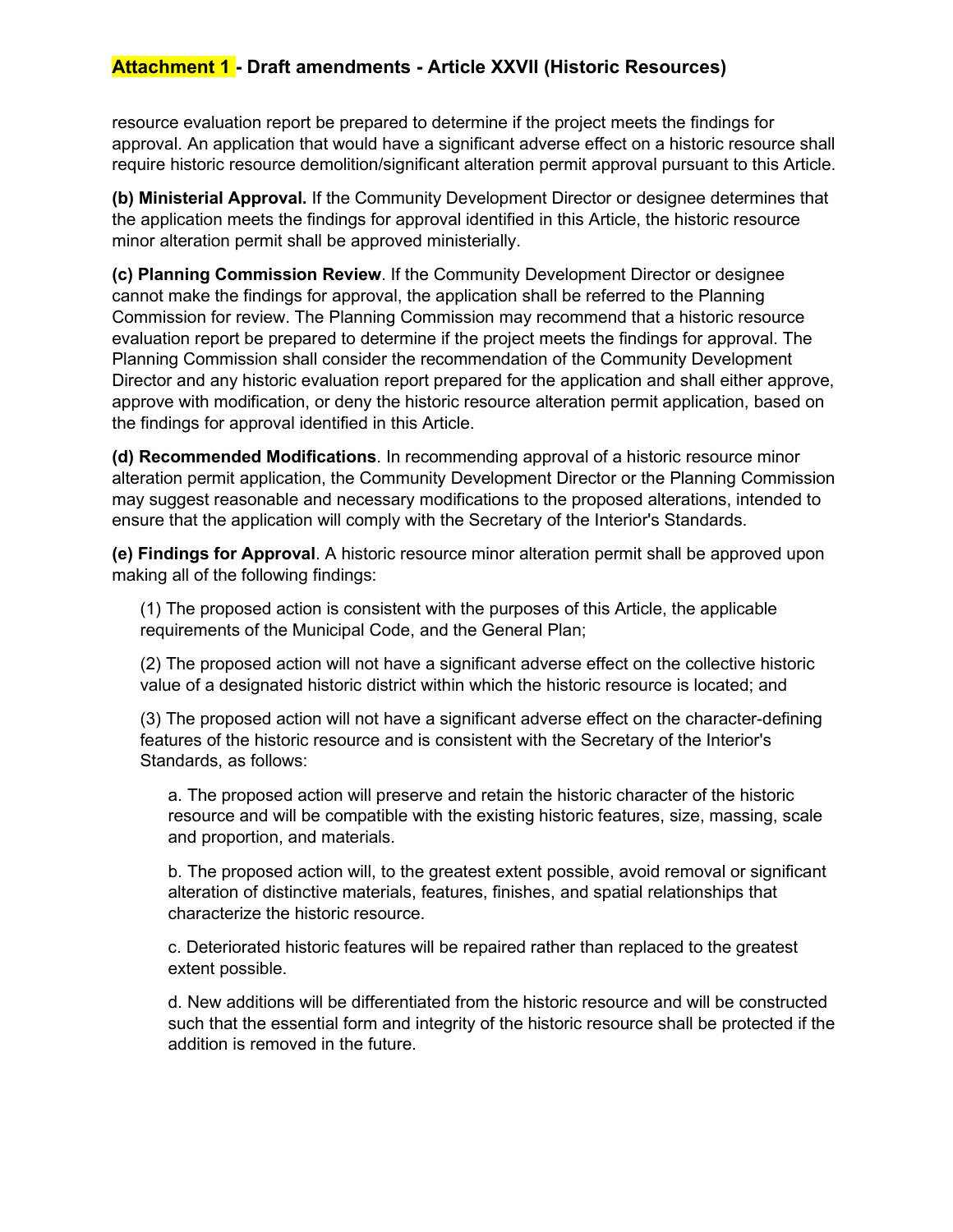resource evaluation report be prepared to determine if the project meets the findings for approval. An application that would have a significant adverse effect on a historic resource shall require historic resource demolition/significant alteration permit approval pursuant to this Article.

**(b) Ministerial Approval.** If the Community Development Director or designee determines that the application meets the findings for approval identified in this Article, the historic resource minor alteration permit shall be approved ministerially.

**(c) Planning Commission Review**. If the Community Development Director or designee cannot make the findings for approval, the application shall be referred to the Planning Commission for review. The Planning Commission may recommend that a historic resource evaluation report be prepared to determine if the project meets the findings for approval. The Planning Commission shall consider the recommendation of the Community Development Director and any historic evaluation report prepared for the application and shall either approve, approve with modification, or deny the historic resource alteration permit application, based on the findings for approval identified in this Article.

**(d) Recommended Modifications**. In recommending approval of a historic resource minor alteration permit application, the Community Development Director or the Planning Commission may suggest reasonable and necessary modifications to the proposed alterations, intended to ensure that the application will comply with the Secretary of the Interior's Standards.

**(e) Findings for Approval**. A historic resource minor alteration permit shall be approved upon making all of the following findings:

(1) The proposed action is consistent with the purposes of this Article, the applicable requirements of the Municipal Code, and the General Plan;

(2) The proposed action will not have a significant adverse effect on the collective historic value of a designated historic district within which the historic resource is located; and

(3) The proposed action will not have a significant adverse effect on the character-defining features of the historic resource and is consistent with the Secretary of the Interior's Standards, as follows:

a. The proposed action will preserve and retain the historic character of the historic resource and will be compatible with the existing historic features, size, massing, scale and proportion, and materials.

b. The proposed action will, to the greatest extent possible, avoid removal or significant alteration of distinctive materials, features, finishes, and spatial relationships that characterize the historic resource.

c. Deteriorated historic features will be repaired rather than replaced to the greatest extent possible.

d. New additions will be differentiated from the historic resource and will be constructed such that the essential form and integrity of the historic resource shall be protected if the addition is removed in the future.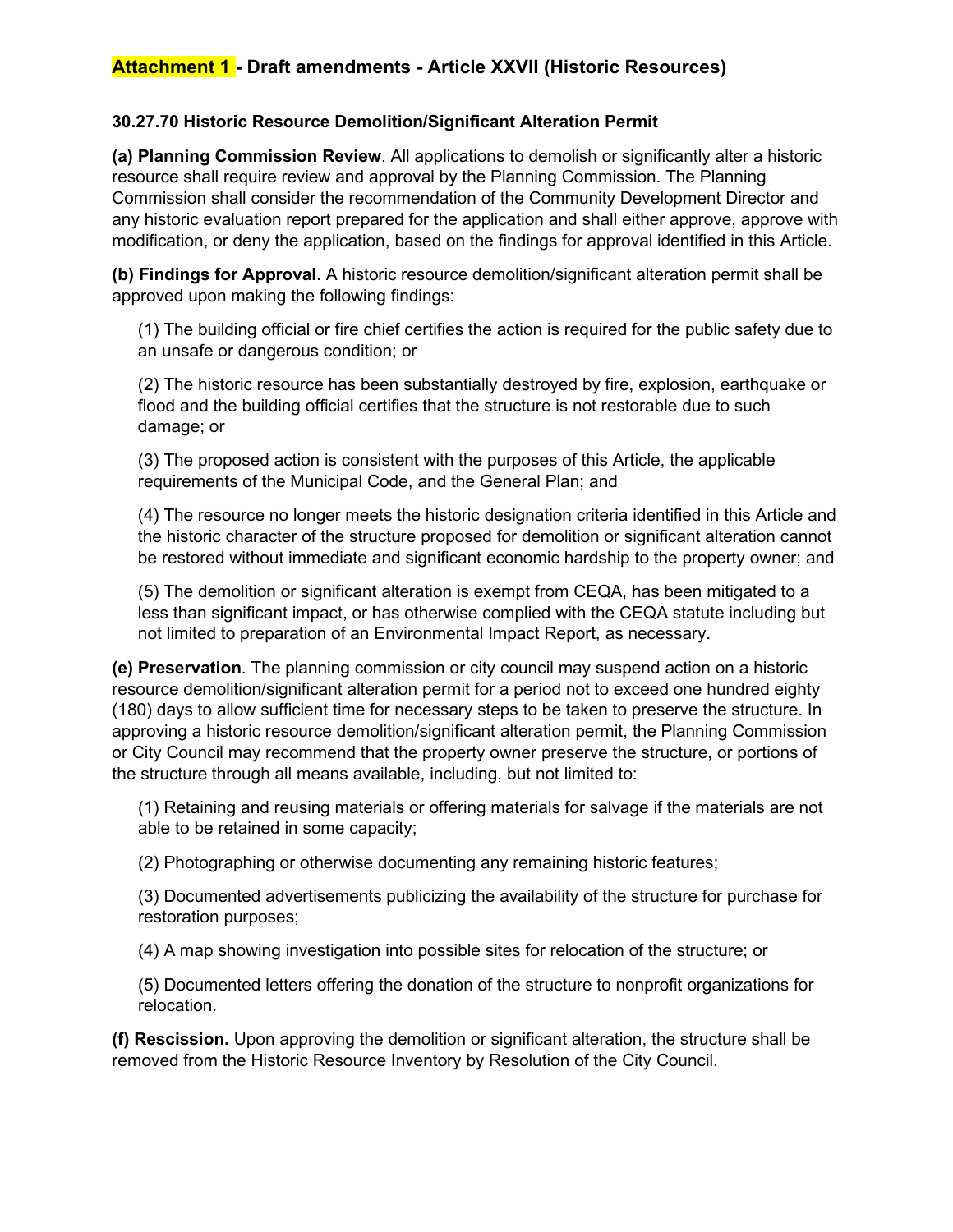## Attachment 1 - Draft amendments - Article XXVII (Historic Resources)

**30.27.70 Historic Resource Demolition/Significant Alteration Permit**

**(a) Planning Commission Review**. All applications to demolish or significantly alter a historic resource shall require review and approval by the Planning Commission. The Planning Commission shall consider the recommendation of the Community Development Director and any historic evaluation report prepared for the application and shall either approve, approve with modification, or deny the application, based on the findings for approval identified in this Article.

**(b) Findings for Approval**. A historic resource demolition/significant alteration permit shall be approved upon making the following findings:

(1) The building official or fire chief certifies the action is required for the public safety due to an unsafe or dangerous condition; or

(2) The historic resource has been substantially destroyed by fire, explosion, earthquake or flood and the building official certifies that the structure is not restorable due to such damage; or

(3) The proposed action is consistent with the purposes of this Article, the applicable requirements of the Municipal Code, and the General Plan; and

(4) The resource no longer meets the historic designation criteria identified in this Article and the historic character of the structure proposed for demolition or significant alteration cannot be restored without immediate and significant economic hardship to the property owner; and

(5) The demolition or significant alteration is exempt from CEQA, has been mitigated to a less than significant impact, or has otherwise complied with the CEQA statute including but not limited to preparation of an Environmental Impact Report, as necessary.

**(e) Preservation**. The planning commission or city council may suspend action on a historic resource demolition/significant alteration permit for a period not to exceed one hundred eighty (180) days to allow sufficient time for necessary steps to be taken to preserve the structure. In approving a historic resource demolition/significant alteration permit, the Planning Commission or City Council may recommend that the property owner preserve the structure, or portions of the structure through all means available, including, but not limited to:

(1) Retaining and reusing materials or offering materials for salvage if the materials are not able to be retained in some capacity;

(2) Photographing or otherwise documenting any remaining historic features;

(3) Documented advertisements publicizing the availability of the structure for purchase for restoration purposes;

(4) A map showing investigation into possible sites for relocation of the structure; or

(5) Documented letters offering the donation of the structure to nonprofit organizations for relocation.

**(f) Rescission.** Upon approving the demolition or significant alteration, the structure shall be removed from the Historic Resource Inventory by Resolution of the City Council.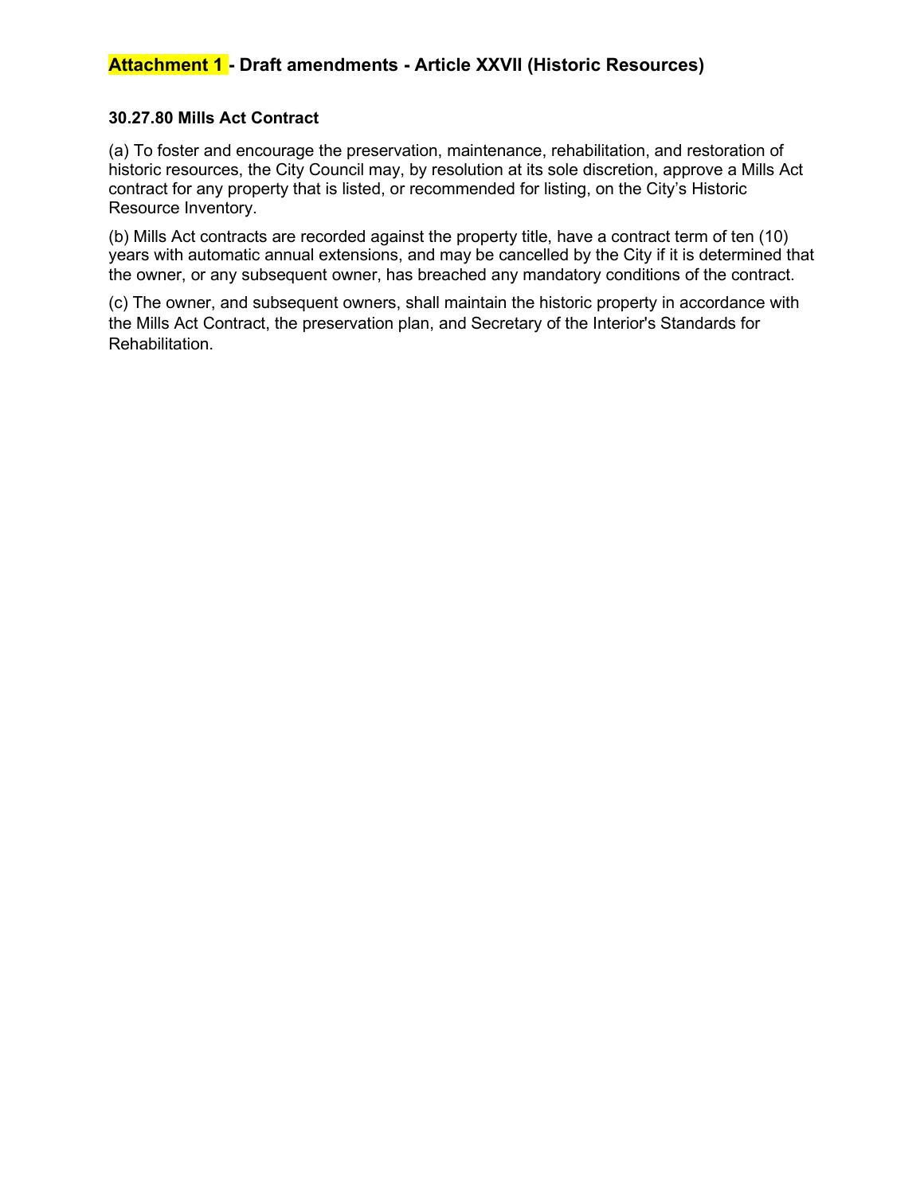## Attachment 1 - Draft amendments - Article XXVII (Historic Resources)

### 30.27.80 Mills Act Contract

(a) To foster and encourage the preservation, maintenance, rehabilitation, and restoration of historic resources, the City Council may, by resolution at its sole discretion, approve a Mills Act contract for any property that is listed, or recommended for listing, on the City's Historic Resource Inventory.

(b) Mills Act contracts are recorded against the property title, have a contract term of ten (10) years with automatic annual extensions, and may be cancelled by the City if it is determined that the owner, or any subsequent owner, has breached any mandatory conditions of the contract.

(c) The owner, and subsequent owners, shall maintain the historic property in accordance with the Mills Act Contract, the preservation plan, and Secretary of the Interior's Standards for Rehabilitation.